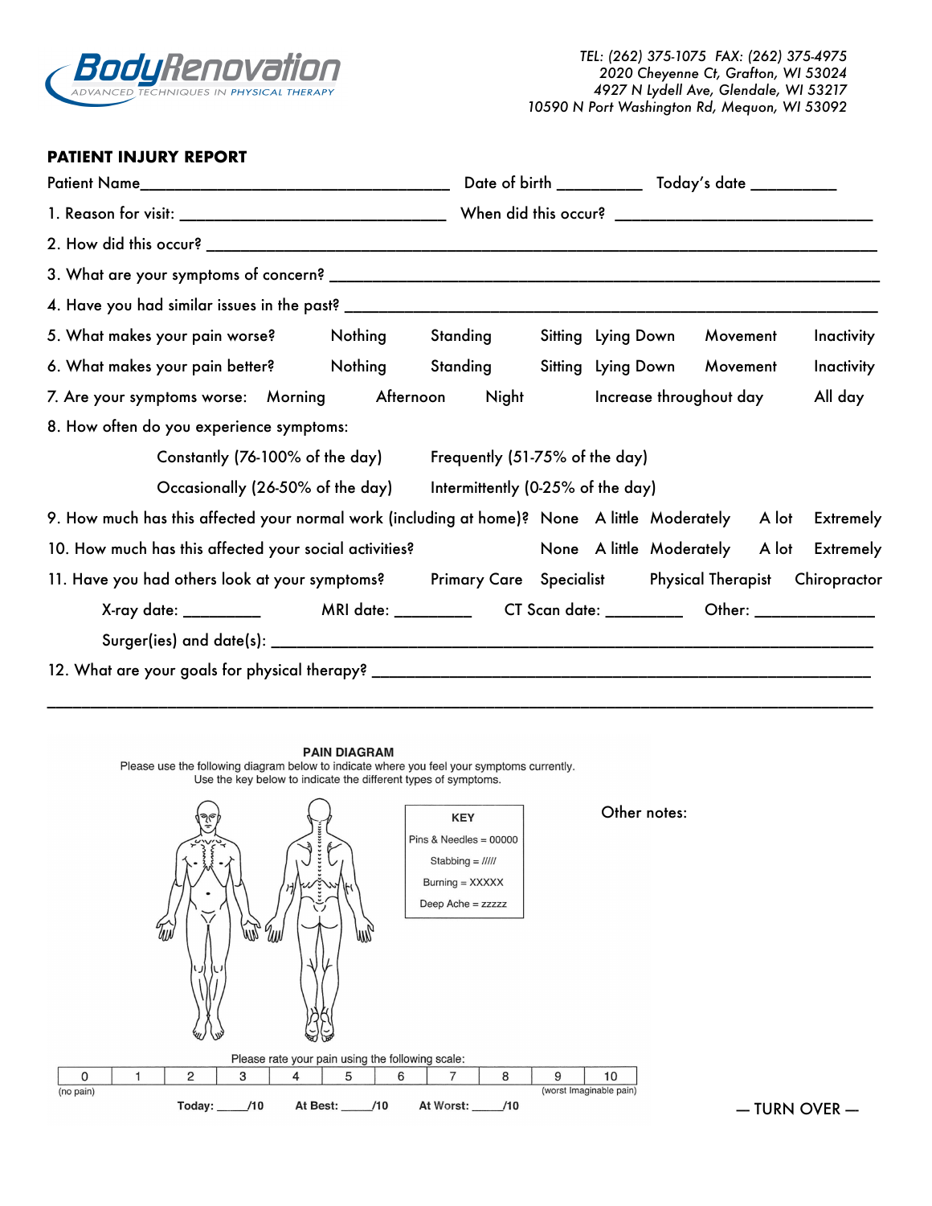**Body***Renovation*
ADVANCED TECHNIQUES IN PHYSICAL THERAPY

*TEL: (262) 375-1075 FAX: (262) 375-4975*
*2020 Cheyenne Ct, Grafton, WI 53024*
*4927 N Lydell Ave, Glendale, WI 53217*
*10590 N Port Washington Rd, Mequon, WI 53092*

## PATIENT INJURY REPORT

Patient Name_________________________________ Date of birth __________ Today's date __________

1. Reason for visit: _______________________________ When did this occur? _______________________________

2. How did this occur? ______________________________________________________________________________

3. What are your symptoms of concern? _____________________________________________________________

4. Have you had similar issues in the past? __________________________________________________________

5. What makes your pain worse? Nothing Standing Sitting Lying Down Movement Inactivity

6. What makes your pain better? Nothing Standing Sitting Lying Down Movement Inactivity

7. Are your symptoms worse: Morning Afternoon Night Increase throughout day All day

8. How often do you experience symptoms:

   Constantly (76-100% of the day) Frequently (51-75% of the day)

   Occasionally (26-50% of the day) Intermittently (0-25% of the day)

9. How much has this affected your normal work (including at home)? None A little Moderately A lot Extremely

10. How much has this affected your social activities? None A little Moderately A lot Extremely

11. Have you had others look at your symptoms? Primary Care Specialist Physical Therapist Chiropractor

    X-ray date: _________ MRI date: _________ CT Scan date: _________ Other: ______________

    Surger(ies) and date(s): ______________________________________________________________________

12. What are your goals for physical therapy? ________________________________________________________

_____________________________________________________________________________________________

**PAIN DIAGRAM**

Please use the following diagram below to indicate where you feel your symptoms currently.
Use the key below to indicate the different types of symptoms.

| KEY |
|---|
| Pins & Needles = 00000 |
| Stabbing = ///// |
| Burning = XXXXX |
| Deep Ache = zzzzz |

Other notes:

Please rate your pain using the following scale:

| 0 | 1 | 2 | 3 | 4 | 5 | 6 | 7 | 8 | 9 | 10 |
|---|---|---|---|---|---|---|---|---|---|---|
| (no pain) | | | | | | | | | | (worst Imaginable pain) |

**Today:** _____/10 **At Best:** _____/10 **At Worst:** _____/10

— TURN OVER —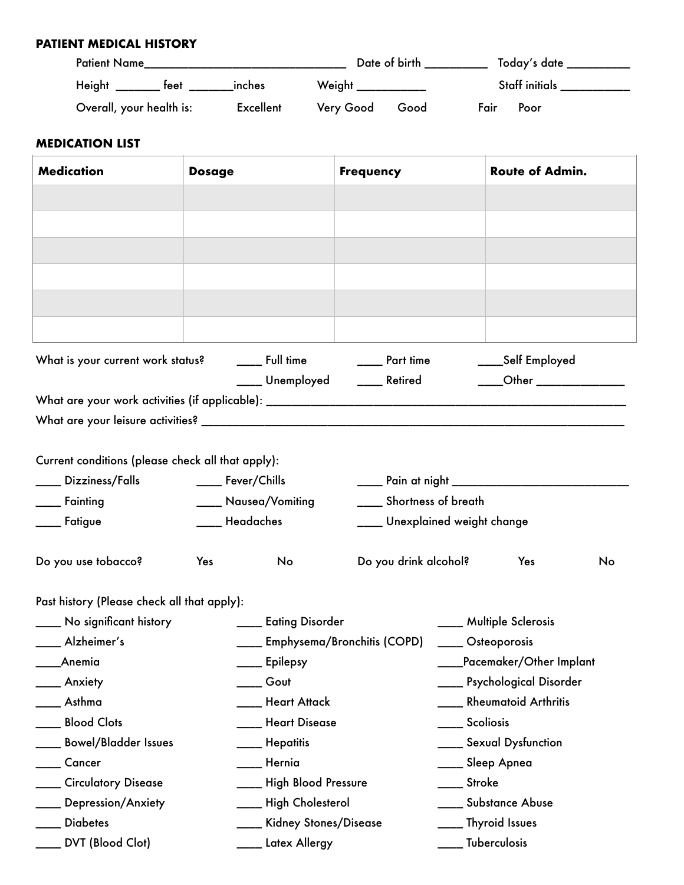## PATIENT MEDICAL HISTORY

Patient Name________________________________ Date of birth __________ Today's date __________

Height _______ feet _______inches Weight ___________ Staff initials ___________

Overall, your health is: Excellent Very Good Good Fair Poor

## MEDICATION LIST

| Medication | Dosage | Frequency | Route of Admin. |
|---|---|---|---|
| | | | |
| | | | |
| | | | |
| | | | |
| | | | |
| | | | |

What is your current work status? ____ Full time ____ Part time ____Self Employed ____ Unemployed ____ Retired ____Other ______________

What are your work activities (if applicable): ____________________________________________________________

What are your leisure activities? ______________________________________________________________________

Current conditions (please check all that apply):

____ Dizziness/Falls
____ Fever/Chills
____ Pain at night ____________________________
____ Fainting
____ Nausea/Vomiting
____ Shortness of breath
____ Fatigue
____ Headaches
____ Unexplained weight change

Do you use tobacco? Yes No Do you drink alcohol? Yes No

Past history (Please check all that apply):

____ No significant history
____ Alzheimer's
____Anemia
____ Anxiety
____ Asthma
____ Blood Clots
____ Bowel/Bladder Issues
____ Cancer
____ Circulatory Disease
____ Depression/Anxiety
____ Diabetes
____ DVT (Blood Clot)
____ Eating Disorder
____ Emphysema/Bronchitis (COPD)
____ Epilepsy
____ Gout
____ Heart Attack
____ Heart Disease
____ Hepatitis
____ Hernia
____ High Blood Pressure
____ High Cholesterol
____ Kidney Stones/Disease
____ Latex Allergy
____ Multiple Sclerosis
____ Osteoporosis
____Pacemaker/Other Implant
____ Psychological Disorder
____ Rheumatoid Arthritis
____ Scoliosis
____ Sexual Dysfunction
____ Sleep Apnea
____ Stroke
____ Substance Abuse
____ Thyroid Issues
____ Tuberculosis